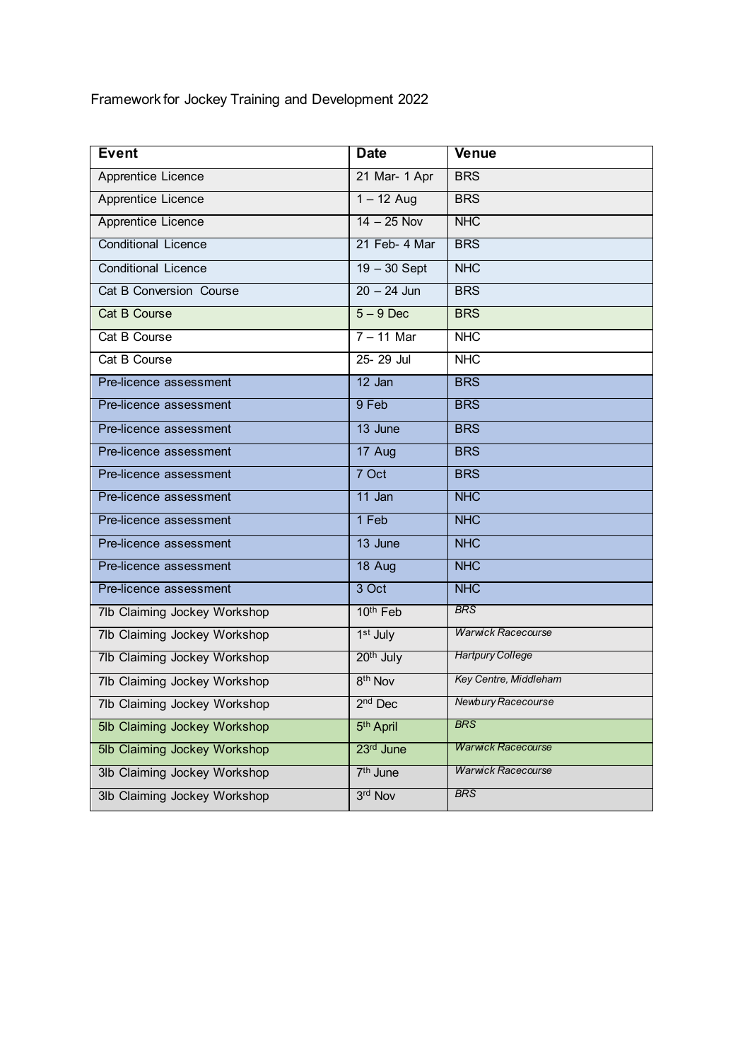Framework for Jockey Training and Development 2022

| Event | Date | Venue |
|---|---|---|
| Apprentice Licence | 21 Mar- 1 Apr | BRS |
| Apprentice Licence | 1 – 12 Aug | BRS |
| Apprentice Licence | 14 – 25 Nov | NHC |
| Conditional Licence | 21 Feb- 4 Mar | BRS |
| Conditional Licence | 19 – 30 Sept | NHC |
| Cat B Conversion Course | 20 – 24 Jun | BRS |
| Cat B Course | 5 – 9 Dec | BRS |
| Cat B Course | 7 – 11 Mar | NHC |
| Cat B Course | 25- 29 Jul | NHC |
| Pre-licence assessment | 12 Jan | BRS |
| Pre-licence assessment | 9 Feb | BRS |
| Pre-licence assessment | 13 June | BRS |
| Pre-licence assessment | 17 Aug | BRS |
| Pre-licence assessment | 7 Oct | BRS |
| Pre-licence assessment | 11 Jan | NHC |
| Pre-licence assessment | 1 Feb | NHC |
| Pre-licence assessment | 13 June | NHC |
| Pre-licence assessment | 18 Aug | NHC |
| Pre-licence assessment | 3 Oct | NHC |
| 7lb Claiming Jockey Workshop | 10th Feb | *BRS* |
| 7lb Claiming Jockey Workshop | 1st July | *Warwick Racecourse* |
| 7lb Claiming Jockey Workshop | 20th July | *Hartpury College* |
| 7lb Claiming Jockey Workshop | 8th Nov | *Key Centre, Middleham* |
| 7lb Claiming Jockey Workshop | 2nd Dec | *Newbury Racecourse* |
| 5lb Claiming Jockey Workshop | 5th April | *BRS* |
| 5lb Claiming Jockey Workshop | 23rd June | *Warwick Racecourse* |
| 3lb Claiming Jockey Workshop | 7th June | *Warwick Racecourse* |
| 3lb Claiming Jockey Workshop | 3rd Nov | *BRS* |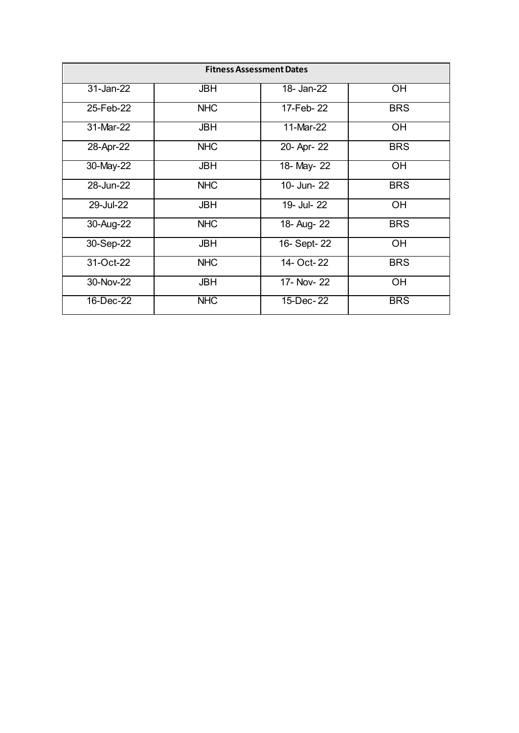| Fitness Assessment Dates | | | |
|---|---|---|---|
| 31-Jan-22 | JBH | 18- Jan-22 | OH |
| 25-Feb-22 | NHC | 17-Feb- 22 | BRS |
| 31-Mar-22 | JBH | 11-Mar-22 | OH |
| 28-Apr-22 | NHC | 20- Apr- 22 | BRS |
| 30-May-22 | JBH | 18- May- 22 | OH |
| 28-Jun-22 | NHC | 10- Jun- 22 | BRS |
| 29-Jul-22 | JBH | 19- Jul- 22 | OH |
| 30-Aug-22 | NHC | 18- Aug- 22 | BRS |
| 30-Sep-22 | JBH | 16- Sept- 22 | OH |
| 31-Oct-22 | NHC | 14- Oct- 22 | BRS |
| 30-Nov-22 | JBH | 17- Nov- 22 | OH |
| 16-Dec-22 | NHC | 15-Dec- 22 | BRS |